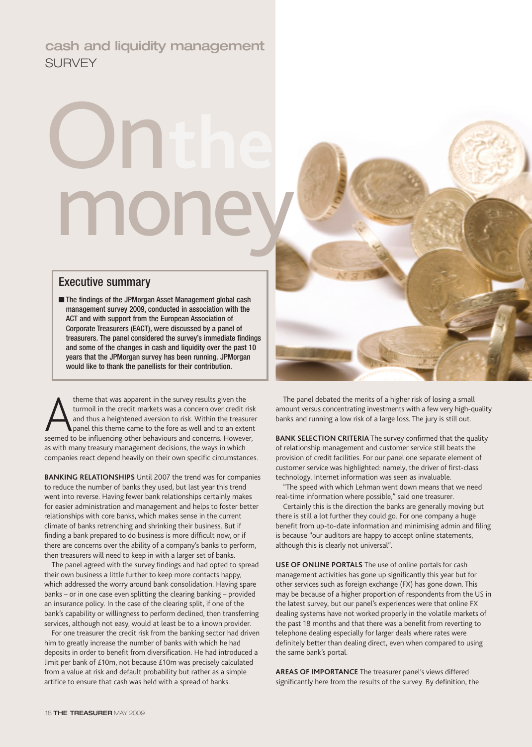cash and liquidity management
SURVEY

# On the money

## Executive summary

- The findings of the JPMorgan Asset Management global cash management survey 2009, conducted in association with the ACT and with support from the European Association of Corporate Treasurers (EACT), were discussed by a panel of treasurers. The panel considered the survey's immediate findings and some of the changes in cash and liquidity over the past 10 years that the JPMorgan survey has been running. JPMorgan would like to thank the panellists for their contribution.

A theme that was apparent in the survey results given the turmoil in the credit markets was a concern over credit risk and thus a heightened aversion to risk. Within the treasurer panel this theme came to the fore as well and to an extent seemed to be influencing other behaviours and concerns. However, as with many treasury management decisions, the ways in which companies react depend heavily on their own specific circumstances.

**BANKING RELATIONSHIPS** Until 2007 the trend was for companies to reduce the number of banks they used, but last year this trend went into reverse. Having fewer bank relationships certainly makes for easier administration and management and helps to foster better relationships with core banks, which makes sense in the current climate of banks retrenching and shrinking their business. But if finding a bank prepared to do business is more difficult now, or if there are concerns over the ability of a company's banks to perform, then treasurers will need to keep in with a larger set of banks.

The panel agreed with the survey findings and had opted to spread their own business a little further to keep more contacts happy, which addressed the worry around bank consolidation. Having spare banks – or in one case even splitting the clearing banking – provided an insurance policy. In the case of the clearing split, if one of the bank's capability or willingness to perform declined, then transferring services, although not easy, would at least be to a known provider.

For one treasurer the credit risk from the banking sector had driven him to greatly increase the number of banks with which he had deposits in order to benefit from diversification. He had introduced a limit per bank of £10m, not because £10m was precisely calculated from a value at risk and default probability but rather as a simple artifice to ensure that cash was held with a spread of banks.

The panel debated the merits of a higher risk of losing a small amount versus concentrating investments with a few very high-quality banks and running a low risk of a large loss. The jury is still out.

**BANK SELECTION CRITERIA** The survey confirmed that the quality of relationship management and customer service still beats the provision of credit facilities. For our panel one separate element of customer service was highlighted: namely, the driver of first-class technology. Internet information was seen as invaluable.

"The speed with which Lehman went down means that we need real-time information where possible," said one treasurer.

Certainly this is the direction the banks are generally moving but there is still a lot further they could go. For one company a huge benefit from up-to-date information and minimising admin and filing is because "our auditors are happy to accept online statements, although this is clearly not universal".

**USE OF ONLINE PORTALS** The use of online portals for cash management activities has gone up significantly this year but for other services such as foreign exchange (FX) has gone down. This may be because of a higher proportion of respondents from the US in the latest survey, but our panel's experiences were that online FX dealing systems have not worked properly in the volatile markets of the past 18 months and that there was a benefit from reverting to telephone dealing especially for larger deals where rates were definitely better than dealing direct, even when compared to using the same bank's portal.

**AREAS OF IMPORTANCE** The treasurer panel's views differed significantly here from the results of the survey. By definition, the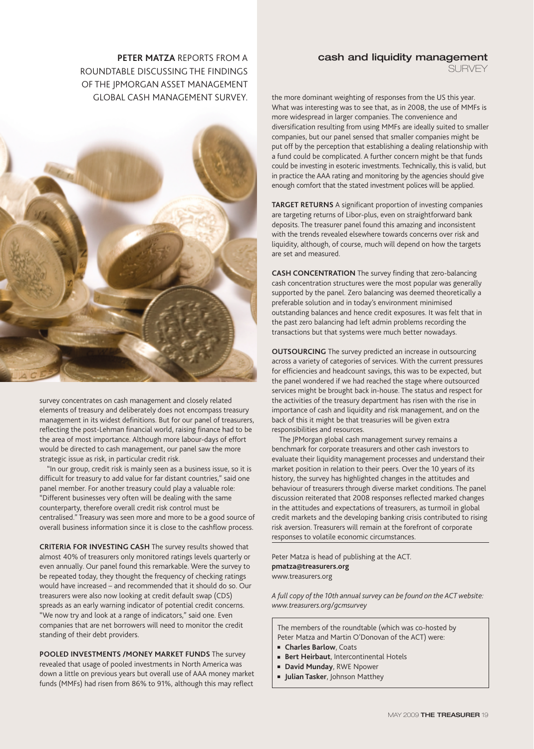**PETER MATZA** REPORTS FROM A ROUNDTABLE DISCUSSING THE FINDINGS OF THE JPMORGAN ASSET MANAGEMENT GLOBAL CASH MANAGEMENT SURVEY.

survey concentrates on cash management and closely related elements of treasury and deliberately does not encompass treasury management in its widest definitions. But for our panel of treasurers, reflecting the post-Lehman financial world, raising finance had to be the area of most importance. Although more labour-days of effort would be directed to cash management, our panel saw the more strategic issue as risk, in particular credit risk.

"In our group, credit risk is mainly seen as a business issue, so it is difficult for treasury to add value for far distant countries," said one panel member. For another treasury could play a valuable role: "Different businesses very often will be dealing with the same counterparty, therefore overall credit risk control must be centralised." Treasury was seen more and more to be a good source of overall business information since it is close to the cashflow process.

**CRITERIA FOR INVESTING CASH** The survey results showed that almost 40% of treasurers only monitored ratings levels quarterly or even annually. Our panel found this remarkable. Were the survey to be repeated today, they thought the frequency of checking ratings would have increased – and recommended that it should do so. Our treasurers were also now looking at credit default swap (CDS) spreads as an early warning indicator of potential credit concerns. "We now try and look at a range of indicators," said one. Even companies that are net borrowers will need to monitor the credit standing of their debt providers.

**POOLED INVESTMENTS /MONEY MARKET FUNDS** The survey revealed that usage of pooled investments in North America was down a little on previous years but overall use of AAA money market funds (MMFs) had risen from 86% to 91%, although this may reflect the more dominant weighting of responses from the US this year. What was interesting was to see that, as in 2008, the use of MMFs is more widespread in larger companies. The convenience and diversification resulting from using MMFs are ideally suited to smaller companies, but our panel sensed that smaller companies might be put off by the perception that establishing a dealing relationship with a fund could be complicated. A further concern might be that funds could be investing in esoteric investments. Technically, this is valid, but in practice the AAA rating and monitoring by the agencies should give enough comfort that the stated investment polices will be applied.

**TARGET RETURNS** A significant proportion of investing companies are targeting returns of Libor-plus, even on straightforward bank deposits. The treasurer panel found this amazing and inconsistent with the trends revealed elsewhere towards concerns over risk and liquidity, although, of course, much will depend on how the targets are set and measured.

**CASH CONCENTRATION** The survey finding that zero-balancing cash concentration structures were the most popular was generally supported by the panel. Zero balancing was deemed theoretically a preferable solution and in today's environment minimised outstanding balances and hence credit exposures. It was felt that in the past zero balancing had left admin problems recording the transactions but that systems were much better nowadays.

**OUTSOURCING** The survey predicted an increase in outsourcing across a variety of categories of services. With the current pressures for efficiencies and headcount savings, this was to be expected, but the panel wondered if we had reached the stage where outsourced services might be brought back in-house. The status and respect for the activities of the treasury department has risen with the rise in importance of cash and liquidity and risk management, and on the back of this it might be that treasuries will be given extra responsibilities and resources.

The JPMorgan global cash management survey remains a benchmark for corporate treasurers and other cash investors to evaluate their liquidity management processes and understand their market position in relation to their peers. Over the 10 years of its history, the survey has highlighted changes in the attitudes and behaviour of treasurers through diverse market conditions. The panel discussion reiterated that 2008 responses reflected marked changes in the attitudes and expectations of treasurers, as turmoil in global credit markets and the developing banking crisis contributed to rising risk aversion. Treasurers will remain at the forefront of corporate responses to volatile economic circumstances.

Peter Matza is head of publishing at the ACT.
**pmatza@treasurers.org**
www.treasurers.org

*A full copy of the 10th annual survey can be found on the ACT website: www.treasurers.org/gcmsurvey*

The members of the roundtable (which was co-hosted by Peter Matza and Martin O'Donovan of the ACT) were:

- **Charles Barlow**, Coats
- **Bert Heirbaut**, Intercontinental Hotels
- **David Munday**, RWE Npower
- **Julian Tasker**, Johnson Matthey